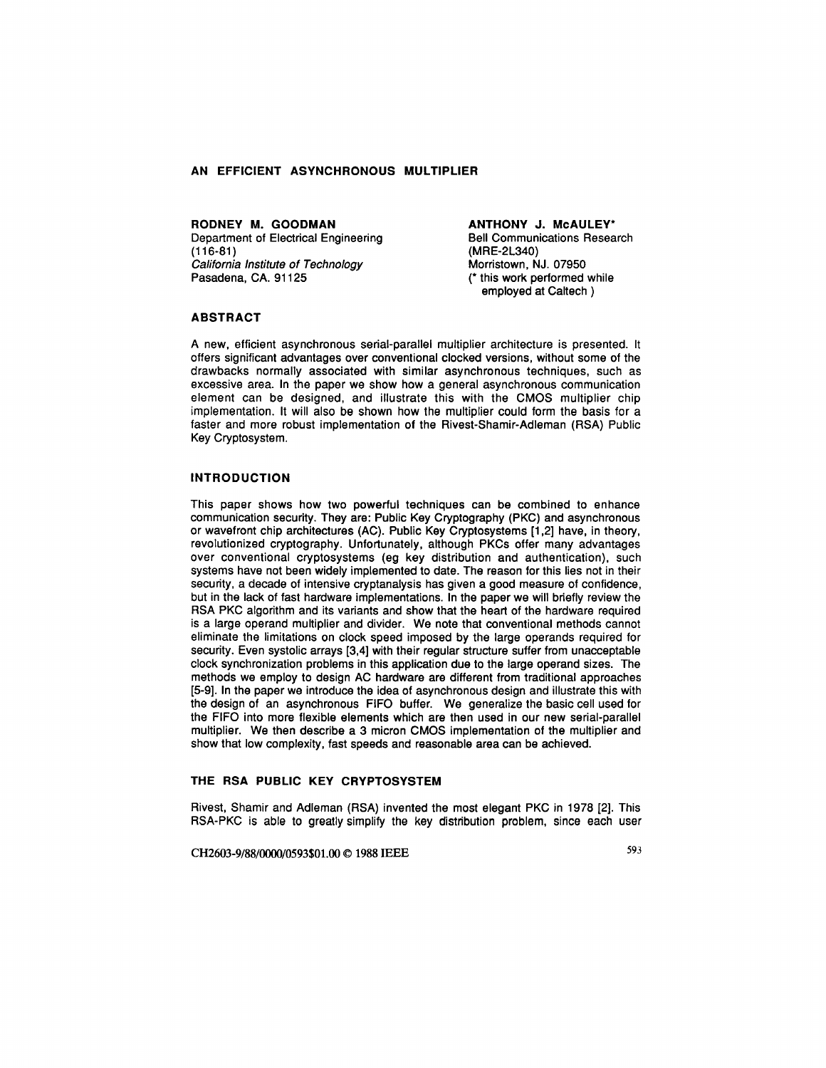# AN EFFICIENT ASYNCHRONOUS MULTIPLIER

**RODNEY M. GOODMAN**
Department of Electrical Engineering
(116-81)
*California Institute of Technology*
Pasadena, CA. 91125

**ANTHONY J. McAULEY***
Bell Communications Research
(MRE-2L340)
Morristown, NJ. 07950
(* this work performed while employed at Caltech )

## ABSTRACT

A new, efficient asynchronous serial-parallel multiplier architecture is presented. It offers significant advantages over conventional clocked versions, without some of the drawbacks normally associated with similar asynchronous techniques, such as excessive area. In the paper we show how a general asynchronous communication element can be designed, and illustrate this with the CMOS multiplier chip implementation. It will also be shown how the multiplier could form the basis for a faster and more robust implementation of the Rivest-Shamir-Adleman (RSA) Public Key Cryptosystem.

## INTRODUCTION

This paper shows how two powerful techniques can be combined to enhance communication security. They are: Public Key Cryptography (PKC) and asynchronous or wavefront chip architectures (AC). Public Key Cryptosystems [1,2] have, in theory, revolutionized cryptography. Unfortunately, although PKCs offer many advantages over conventional cryptosystems (eg key distribution and authentication), such systems have not been widely implemented to date. The reason for this lies not in their security, a decade of intensive cryptanalysis has given a good measure of confidence, but in the lack of fast hardware implementations. In the paper we will briefly review the RSA PKC algorithm and its variants and show that the heart of the hardware required is a large operand multiplier and divider. We note that conventional methods cannot eliminate the limitations on clock speed imposed by the large operands required for security. Even systolic arrays [3,4] with their regular structure suffer from unacceptable clock synchronization problems in this application due to the large operand sizes. The methods we employ to design AC hardware are different from traditional approaches [5-9]. In the paper we introduce the idea of asynchronous design and illustrate this with the design of an asynchronous FIFO buffer. We generalize the basic cell used for the FIFO into more flexible elements which are then used in our new serial-parallel multiplier. We then describe a 3 micron CMOS implementation of the multiplier and show that low complexity, fast speeds and reasonable area can be achieved.

## THE RSA PUBLIC KEY CRYPTOSYSTEM

Rivest, Shamir and Adleman (RSA) invented the most elegant PKC in 1978 [2]. This RSA-PKC is able to greatly simplify the key distribution problem, since each user

CH2603-9/88/0000/0593$01.00 © 1988 IEEE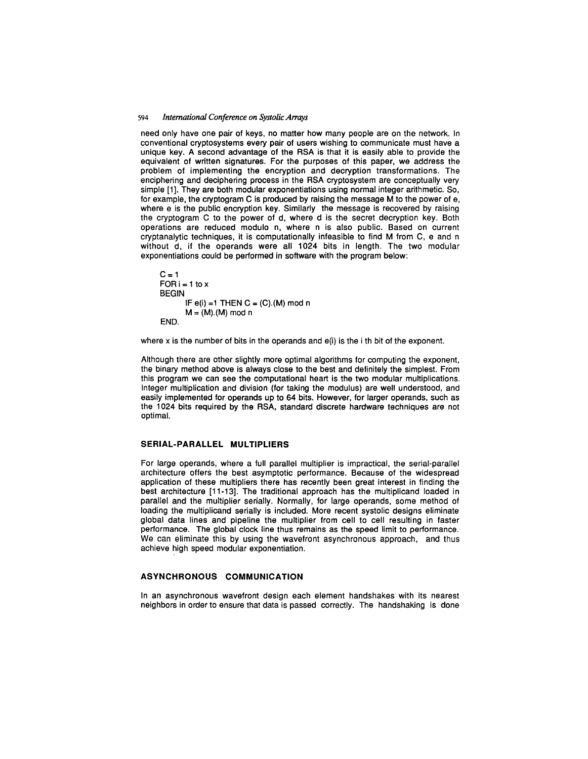need only have one pair of keys, no matter how many people are on the network. In conventional cryptosystems every pair of users wishing to communicate must have a unique key. A second advantage of the RSA is that it is easily able to provide the equivalent of written signatures. For the purposes of this paper, we address the problem of implementing the encryption and decryption transformations. The enciphering and deciphering process in the RSA cryptosystem are conceptually very simple [1]. They are both modular exponentiations using normal integer arithmetic. So, for example, the cryptogram C is produced by raising the message M to the power of e, where e is the public encryption key. Similarly the message is recovered by raising the cryptogram C to the power of d, where d is the secret decryption key. Both operations are reduced modulo n, where n is also public. Based on current cryptanalytic techniques, it is computationally infeasible to find M from C, e and n without d, if the operands were all 1024 bits in length. The two modular exponentiations could be performed in software with the program below:

```
C = 1
FOR i = 1 to x
BEGIN
        IF e(i) =1 THEN C = (C).(M) mod n
        M = (M).(M) mod n
END.
```

where x is the number of bits in the operands and e(i) is the i th bit of the exponent.

Although there are other slightly more optimal algorithms for computing the exponent, the binary method above is always close to the best and definitely the simplest. From this program we can see the computational heart is the two modular multiplications. Integer multiplication and division (for taking the modulus) are well understood, and easily implemented for operands up to 64 bits. However, for larger operands, such as the 1024 bits required by the RSA, standard discrete hardware techniques are not optimal.

## SERIAL-PARALLEL MULTIPLIERS

For large operands, where a full parallel multiplier is impractical, the serial-parallel architecture offers the best asymptotic performance. Because of the widespread application of these multipliers there has recently been great interest in finding the best architecture [11-13]. The traditional approach has the multiplicand loaded in parallel and the multiplier serially. Normally, for large operands, some method of loading the multiplicand serially is included. More recent systolic designs eliminate global data lines and pipeline the multiplier from cell to cell resulting in faster performance. The global clock line thus remains as the speed limit to performance. We can eliminate this by using the wavefront asynchronous approach, and thus achieve high speed modular exponentiation.

## ASYNCHRONOUS COMMUNICATION

In an asynchronous wavefront design each element handshakes with its nearest neighbors in order to ensure that data is passed correctly. The handshaking is done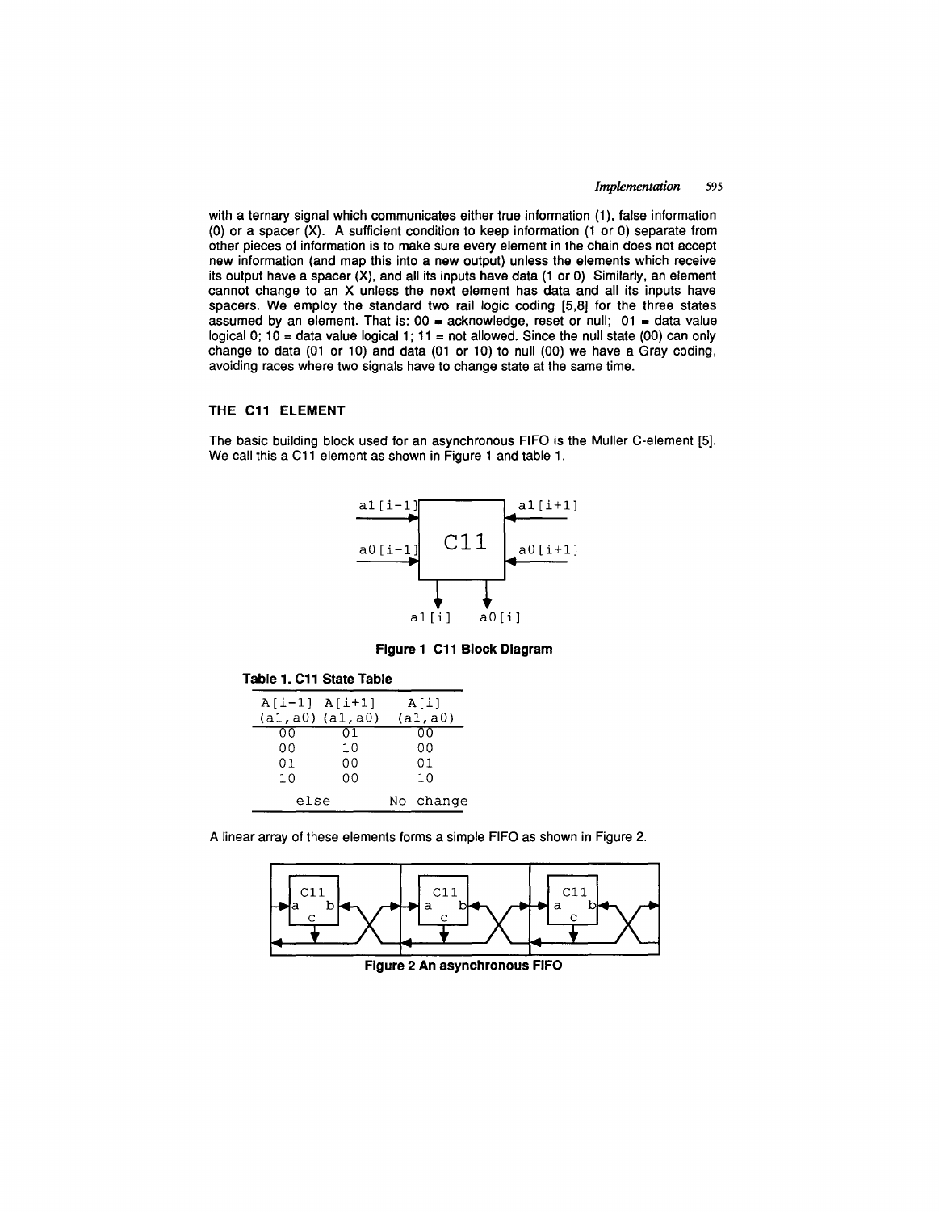with a ternary signal which communicates either true information (1), false information (0) or a spacer (X). A sufficient condition to keep information (1 or 0) separate from other pieces of information is to make sure every element in the chain does not accept new information (and map this into a new output) unless the elements which receive its output have a spacer (X), and all its inputs have data (1 or 0) Similarly, an element cannot change to an X unless the next element has data and all its inputs have spacers. We employ the standard two rail logic coding [5,8] for the three states assumed by an element. That is: 00 = acknowledge, reset or null; 01 = data value logical 0; 10 = data value logical 1; 11 = not allowed. Since the null state (00) can only change to data (01 or 10) and data (01 or 10) to null (00) we have a Gray coding, avoiding races where two signals have to change state at the same time.

## THE C11 ELEMENT

The basic building block used for an asynchronous FIFO is the Muller C-element [5]. We call this a C11 element as shown in Figure 1 and table 1.

**Figure 1 C11 Block Diagram**

**Table 1. C11 State Table**

| A[i-1] (a1,a0) | A[i+1] (a1,a0) | A[i] (a1,a0) |
|---|---|---|
| 00 | 01 | 00 |
| 00 | 10 | 00 |
| 01 | 00 | 01 |
| 10 | 00 | 10 |
| else | | No change |

A linear array of these elements forms a simple FIFO as shown in Figure 2.

**Figure 2 An asynchronous FIFO**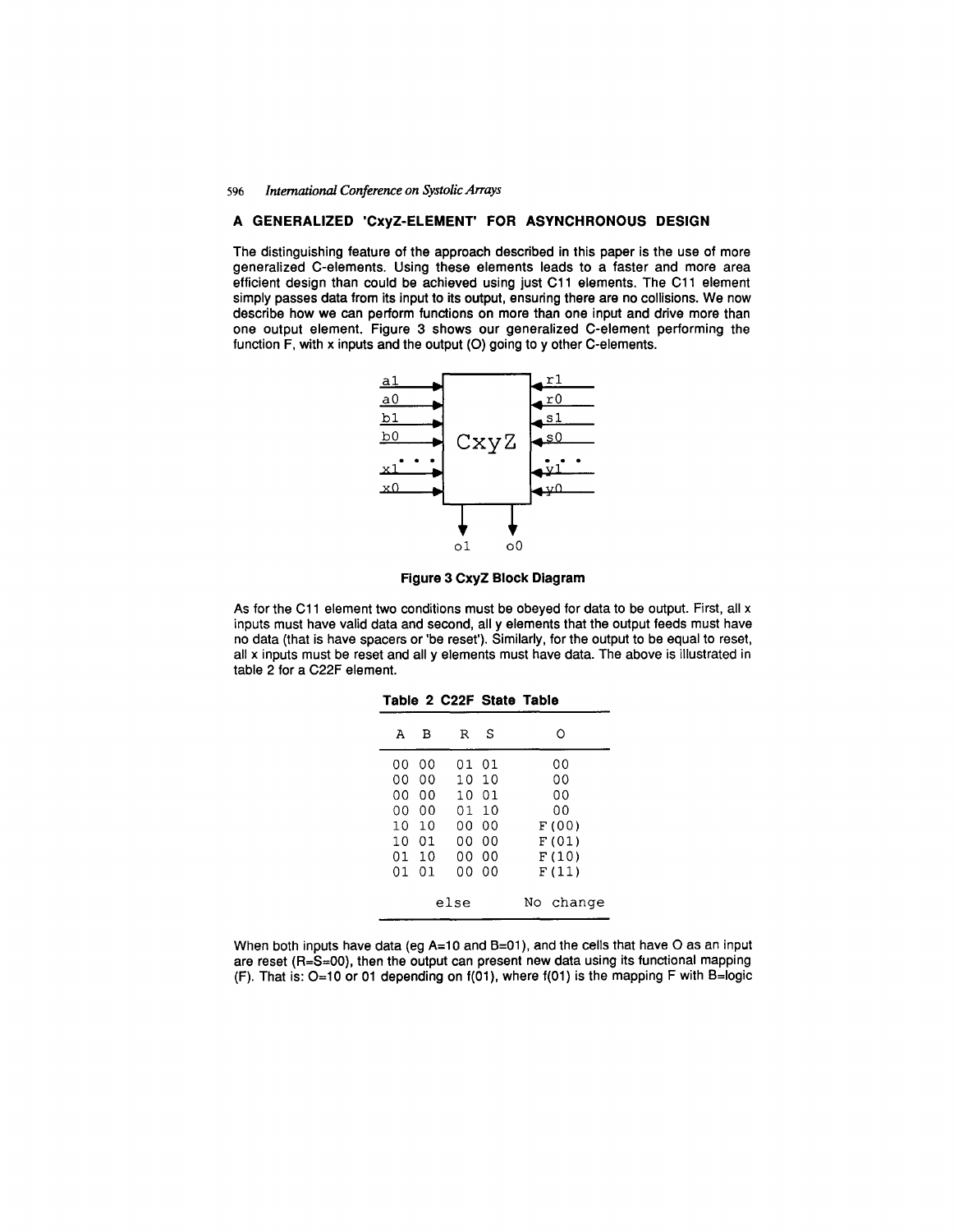## A GENERALIZED 'CxyZ-ELEMENT' FOR ASYNCHRONOUS DESIGN

The distinguishing feature of the approach described in this paper is the use of more generalized C-elements. Using these elements leads to a faster and more area efficient design than could be achieved using just C11 elements. The C11 element simply passes data from its input to its output, ensuring there are no collisions. We now describe how we can perform functions on more than one input and drive more than one output element. Figure 3 shows our generalized C-element performing the function F, with x inputs and the output (O) going to y other C-elements.

**Figure 3 CxyZ Block Diagram**

As for the C11 element two conditions must be obeyed for data to be output. First, all x inputs must have valid data and second, all y elements that the output feeds must have no data (that is have spacers or 'be reset'). Similarly, for the output to be equal to reset, all x inputs must be reset and all y elements must have data. The above is illustrated in table 2 for a C22F element.

**Table 2 C22F State Table**

| A | B | R | S | O |
|---|---|---|---|---|
| 00 | 00 | 01 | 01 | 00 |
| 00 | 00 | 10 | 10 | 00 |
| 00 | 00 | 10 | 01 | 00 |
| 00 | 00 | 01 | 10 | 00 |
| 10 | 10 | 00 | 00 | F(00) |
| 10 | 01 | 00 | 00 | F(01) |
| 01 | 10 | 00 | 00 | F(10) |
| 01 | 01 | 00 | 00 | F(11) |
| else | | | | No change |

When both inputs have data (eg A=10 and B=01), and the cells that have O as an input are reset (R=S=00), then the output can present new data using its functional mapping (F). That is: O=10 or 01 depending on f(01), where f(01) is the mapping F with B=logic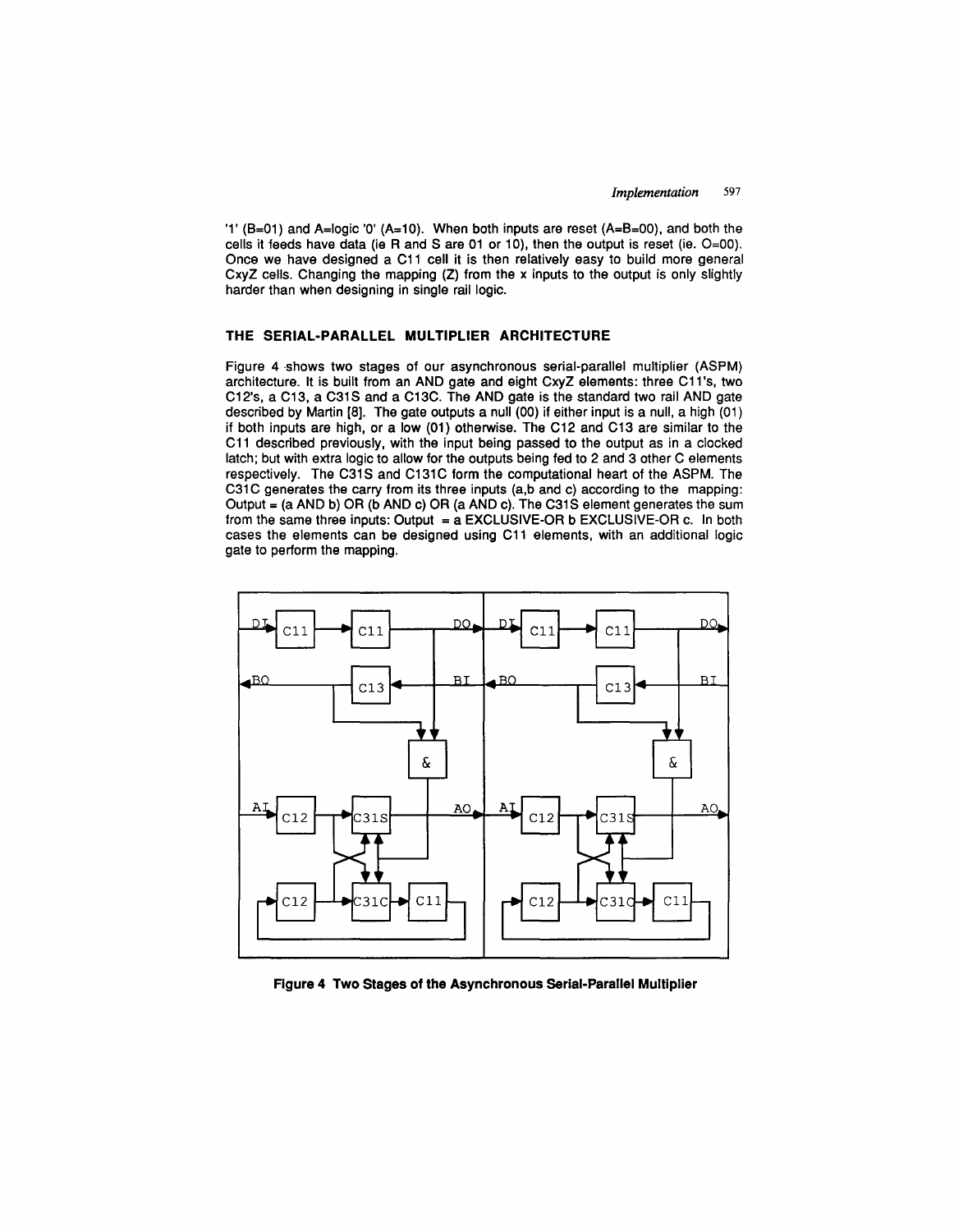'1' (B=01) and A=logic '0' (A=10). When both inputs are reset (A=B=00), and both the cells it feeds have data (ie R and S are 01 or 10), then the output is reset (ie. O=00). Once we have designed a C11 cell it is then relatively easy to build more general CxyZ cells. Changing the mapping (Z) from the x inputs to the output is only slightly harder than when designing in single rail logic.

## THE SERIAL-PARALLEL MULTIPLIER ARCHITECTURE

Figure 4 shows two stages of our asynchronous serial-parallel multiplier (ASPM) architecture. It is built from an AND gate and eight CxyZ elements: three C11's, two C12's, a C13, a C31S and a C13C. The AND gate is the standard two rail AND gate described by Martin [8]. The gate outputs a null (00) if either input is a null, a high (01) if both inputs are high, or a low (01) otherwise. The C12 and C13 are similar to the C11 described previously, with the input being passed to the output as in a clocked latch; but with extra logic to allow for the outputs being fed to 2 and 3 other C elements respectively. The C31S and C131C form the computational heart of the ASPM. The C31C generates the carry from its three inputs (a,b and c) according to the mapping: Output = (a AND b) OR (b AND c) OR (a AND c). The C31S element generates the sum from the same three inputs: Output = a EXCLUSIVE-OR b EXCLUSIVE-OR c. In both cases the elements can be designed using C11 elements, with an additional logic gate to perform the mapping.

**Figure 4 Two Stages of the Asynchronous Serial-Parallel Multiplier**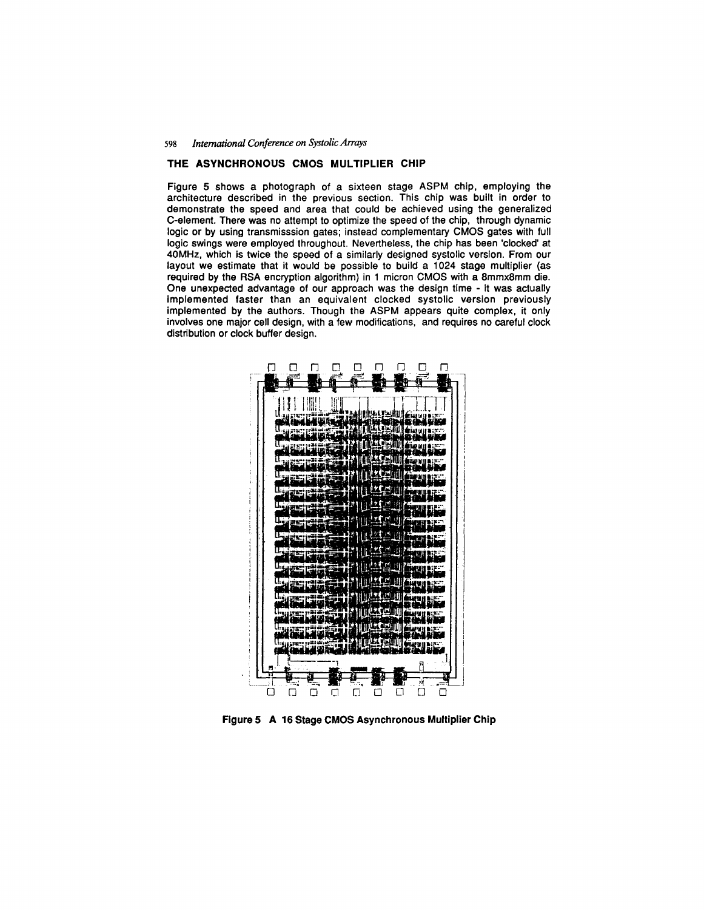## THE ASYNCHRONOUS CMOS MULTIPLIER CHIP

Figure 5 shows a photograph of a sixteen stage ASPM chip, employing the architecture described in the previous section. This chip was built in order to demonstrate the speed and area that could be achieved using the generalized C-element. There was no attempt to optimize the speed of the chip, through dynamic logic or by using transmisssion gates; instead complementary CMOS gates with full logic swings were employed throughout. Nevertheless, the chip has been 'clocked' at 40MHz, which is twice the speed of a similarly designed systolic version. From our layout we estimate that it would be possible to build a 1024 stage multiplier (as required by the RSA encryption algorithm) in 1 micron CMOS with a 8mmx8mm die. One unexpected advantage of our approach was the design time - it was actually implemented faster than an equivalent clocked systolic version previously implemented by the authors. Though the ASPM appears quite complex, it only involves one major cell design, with a few modifications, and requires no careful clock distribution or clock buffer design.

**Figure 5 A 16 Stage CMOS Asynchronous Multiplier Chip**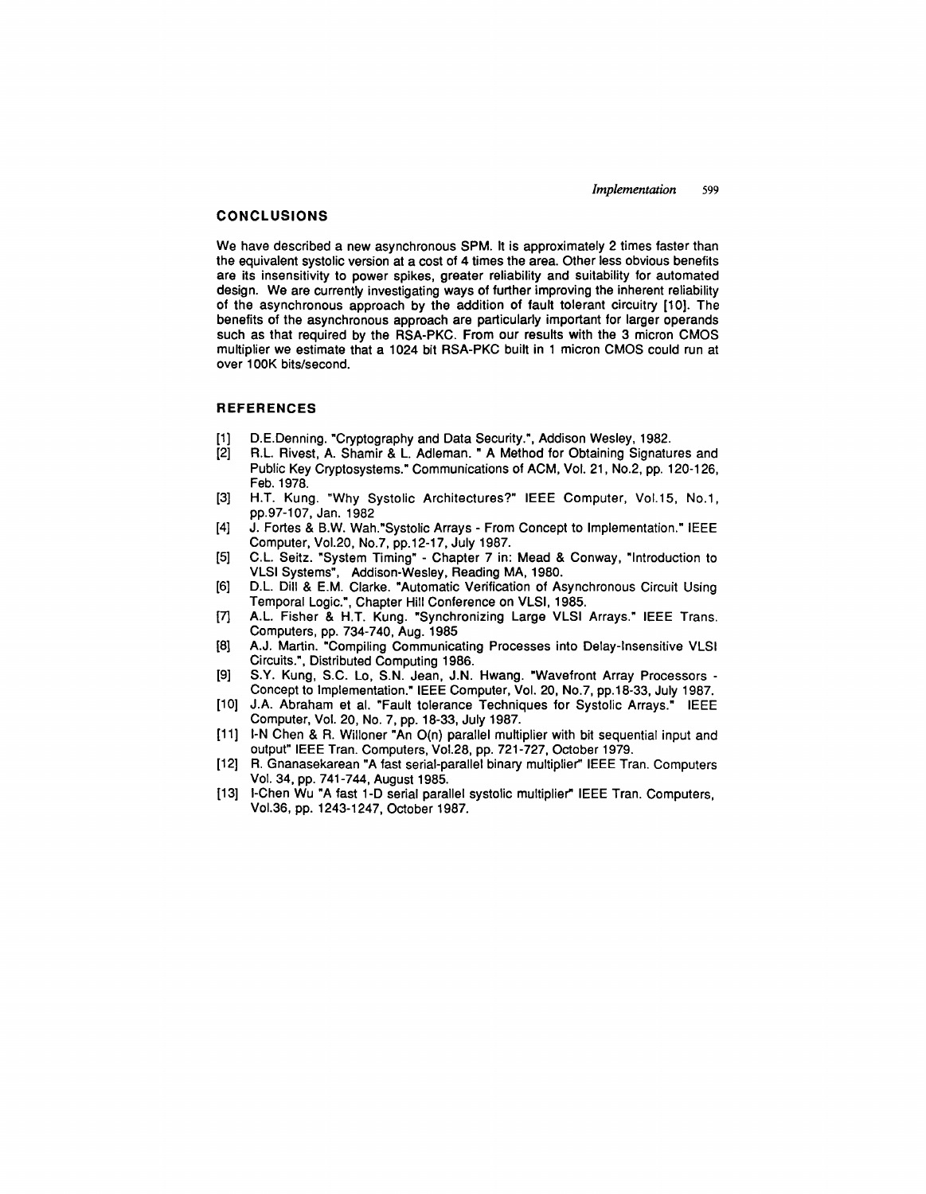## CONCLUSIONS

We have described a new asynchronous SPM. It is approximately 2 times faster than the equivalent systolic version at a cost of 4 times the area. Other less obvious benefits are its insensitivity to power spikes, greater reliability and suitability for automated design. We are currently investigating ways of further improving the inherent reliability of the asynchronous approach by the addition of fault tolerant circuitry [10]. The benefits of the asynchronous approach are particularly important for larger operands such as that required by the RSA-PKC. From our results with the 3 micron CMOS multiplier we estimate that a 1024 bit RSA-PKC built in 1 micron CMOS could run at over 100K bits/second.

## REFERENCES

[1] D.E.Denning. "Cryptography and Data Security.", Addison Wesley, 1982.

[2] R.L. Rivest, A. Shamir & L. Adleman. " A Method for Obtaining Signatures and Public Key Cryptosystems." Communications of ACM, Vol. 21, No.2, pp. 120-126, Feb. 1978.

[3] H.T. Kung. "Why Systolic Architectures?" IEEE Computer, Vol.15, No.1, pp.97-107, Jan. 1982

[4] J. Fortes & B.W. Wah."Systolic Arrays - From Concept to Implementation." IEEE Computer, Vol.20, No.7, pp.12-17, July 1987.

[5] C.L. Seitz. "System Timing" - Chapter 7 in: Mead & Conway, "Introduction to VLSI Systems", Addison-Wesley, Reading MA, 1980.

[6] D.L. Dill & E.M. Clarke. "Automatic Verification of Asynchronous Circuit Using Temporal Logic.", Chapter Hill Conference on VLSI, 1985.

[7] A.L. Fisher & H.T. Kung. "Synchronizing Large VLSI Arrays." IEEE Trans. Computers, pp. 734-740, Aug. 1985

[8] A.J. Martin. "Compiling Communicating Processes into Delay-Insensitive VLSI Circuits.", Distributed Computing 1986.

[9] S.Y. Kung, S.C. Lo, S.N. Jean, J.N. Hwang. "Wavefront Array Processors - Concept to Implementation." IEEE Computer, Vol. 20, No.7, pp.18-33, July 1987.

[10] J.A. Abraham et al. "Fault tolerance Techniques for Systolic Arrays." IEEE Computer, Vol. 20, No. 7, pp. 18-33, July 1987.

[11] I-N Chen & R. Willoner "An O(n) parallel multiplier with bit sequential input and output" IEEE Tran. Computers, Vol.28, pp. 721-727, October 1979.

[12] R. Gnanasekarean "A fast serial-parallel binary multiplier" IEEE Tran. Computers Vol. 34, pp. 741-744, August 1985.

[13] I-Chen Wu "A fast 1-D serial parallel systolic multiplier" IEEE Tran. Computers, Vol.36, pp. 1243-1247, October 1987.